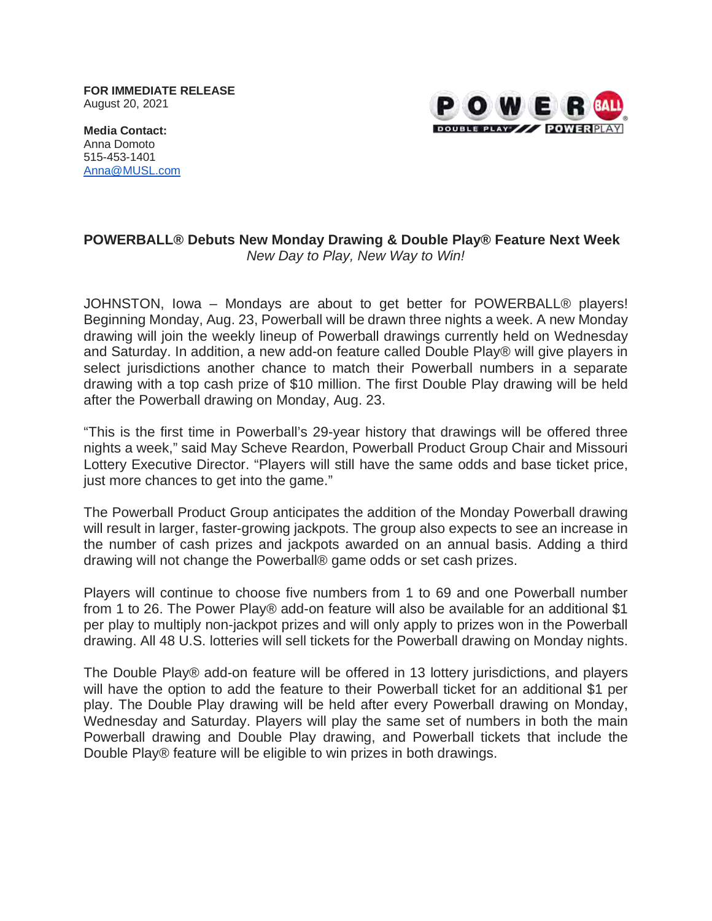**FOR IMMEDIATE RELEASE**
August 20, 2021

**Media Contact:**
Anna Domoto
515-453-1401
Anna@MUSL.com

## POWERBALL® Debuts New Monday Drawing & Double Play® Feature Next Week

*New Day to Play, New Way to Win!*

JOHNSTON, Iowa – Mondays are about to get better for POWERBALL® players! Beginning Monday, Aug. 23, Powerball will be drawn three nights a week. A new Monday drawing will join the weekly lineup of Powerball drawings currently held on Wednesday and Saturday. In addition, a new add-on feature called Double Play® will give players in select jurisdictions another chance to match their Powerball numbers in a separate drawing with a top cash prize of $10 million. The first Double Play drawing will be held after the Powerball drawing on Monday, Aug. 23.

"This is the first time in Powerball's 29-year history that drawings will be offered three nights a week," said May Scheve Reardon, Powerball Product Group Chair and Missouri Lottery Executive Director. "Players will still have the same odds and base ticket price, just more chances to get into the game."

The Powerball Product Group anticipates the addition of the Monday Powerball drawing will result in larger, faster-growing jackpots. The group also expects to see an increase in the number of cash prizes and jackpots awarded on an annual basis. Adding a third drawing will not change the Powerball® game odds or set cash prizes.

Players will continue to choose five numbers from 1 to 69 and one Powerball number from 1 to 26. The Power Play® add-on feature will also be available for an additional $1 per play to multiply non-jackpot prizes and will only apply to prizes won in the Powerball drawing. All 48 U.S. lotteries will sell tickets for the Powerball drawing on Monday nights.

The Double Play® add-on feature will be offered in 13 lottery jurisdictions, and players will have the option to add the feature to their Powerball ticket for an additional $1 per play. The Double Play drawing will be held after every Powerball drawing on Monday, Wednesday and Saturday. Players will play the same set of numbers in both the main Powerball drawing and Double Play drawing, and Powerball tickets that include the Double Play® feature will be eligible to win prizes in both drawings.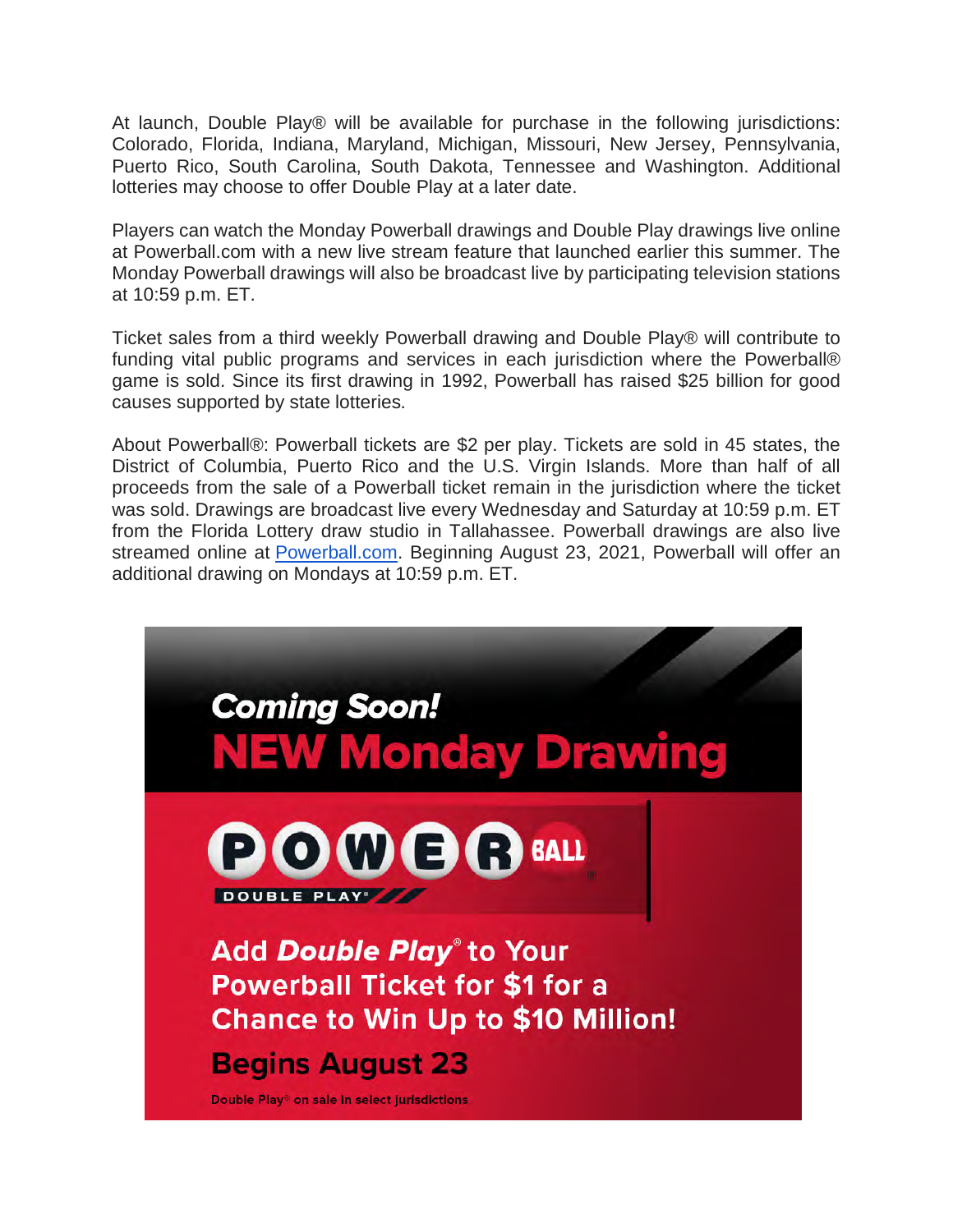At launch, Double Play® will be available for purchase in the following jurisdictions: Colorado, Florida, Indiana, Maryland, Michigan, Missouri, New Jersey, Pennsylvania, Puerto Rico, South Carolina, South Dakota, Tennessee and Washington. Additional lotteries may choose to offer Double Play at a later date.

Players can watch the Monday Powerball drawings and Double Play drawings live online at Powerball.com with a new live stream feature that launched earlier this summer. The Monday Powerball drawings will also be broadcast live by participating television stations at 10:59 p.m. ET.

Ticket sales from a third weekly Powerball drawing and Double Play® will contribute to funding vital public programs and services in each jurisdiction where the Powerball® game is sold. Since its first drawing in 1992, Powerball has raised $25 billion for good causes supported by state lotteries.

About Powerball®: Powerball tickets are $2 per play. Tickets are sold in 45 states, the District of Columbia, Puerto Rico and the U.S. Virgin Islands. More than half of all proceeds from the sale of a Powerball ticket remain in the jurisdiction where the ticket was sold. Drawings are broadcast live every Wednesday and Saturday at 10:59 p.m. ET from the Florida Lottery draw studio in Tallahassee. Powerball drawings are also live streamed online at [Powerball.com](https://www.powerball.com). Beginning August 23, 2021, Powerball will offer an additional drawing on Mondays at 10:59 p.m. ET.

**Coming Soon!**

**NEW Monday Drawing**

POWERBALL®

DOUBLE PLAY®

**Add *Double Play*® to Your Powerball Ticket for $1 for a Chance to Win Up to $10 Million!**

**Begins August 23**

Double Play® on sale in select jurisdictions